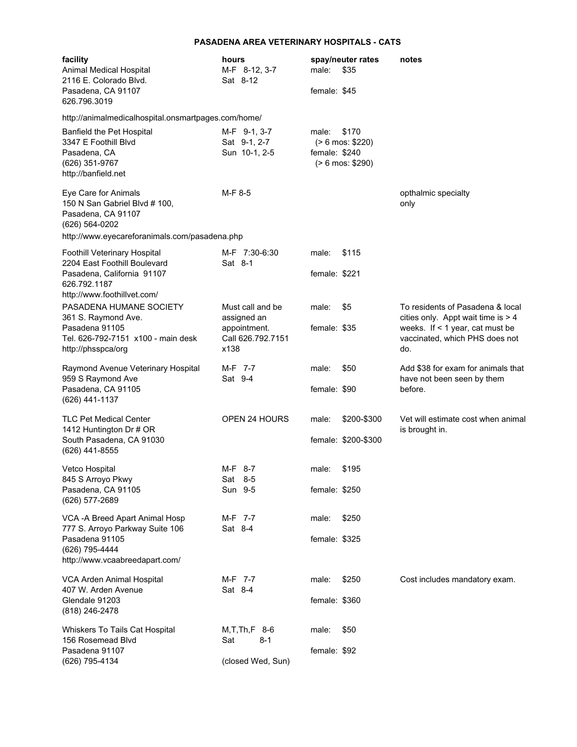# PASADENA AREA VETERINARY HOSPITALS - CATS

| facility | hours | spay/neuter rates | notes |
|---|---|---|---|
| Animal Medical Hospital<br>2116 E. Colorado Blvd.<br>Pasadena, CA 91107<br>626.796.3019<br>http://animalmedicalhospital.onsmartpages.com/home/ | M-F 8-12, 3-7<br>Sat 8-12 | male: $35<br>female: $45 | |
| Banfield the Pet Hospital<br>3347 E Foothill Blvd<br>Pasadena, CA<br>(626) 351-9767<br>http://banfield.net | M-F 9-1, 3-7<br>Sat 9-1, 2-7<br>Sun 10-1, 2-5 | male: $170<br>(> 6 mos: $220)<br>female: $240<br>(> 6 mos: $290) | |
| Eye Care for Animals<br>150 N San Gabriel Blvd # 100,<br>Pasadena, CA 91107<br>(626) 564-0202<br>http://www.eyecareforanimals.com/pasadena.php | M-F 8-5 | | opthalmic specialty only |
| Foothill Veterinary Hospital<br>2204 East Foothill Boulevard<br>Pasadena, California 91107<br>626.792.1187<br>http://www.foothillvet.com/ | M-F 7:30-6:30<br>Sat 8-1 | male: $115<br>female: $221 | |
| PASADENA HUMANE SOCIETY<br>361 S. Raymond Ave.<br>Pasadena 91105<br>Tel. 626-792-7151 x100 - main desk<br>http://phsspca/org | Must call and be assigned an appointment. Call 626.792.7151 x138 | male: $5<br>female: $35 | To residents of Pasadena & local cities only. Appt wait time is > 4 weeks. If < 1 year, cat must be vaccinated, which PHS does not do. |
| Raymond Avenue Veterinary Hospital<br>959 S Raymond Ave<br>Pasadena, CA 91105<br>(626) 441-1137 | M-F 7-7<br>Sat 9-4 | male: $50<br>female: $90 | Add $38 for exam for animals that have not been seen by them before. |
| TLC Pet Medical Center<br>1412 Huntington Dr # OR<br>South Pasadena, CA 91030<br>(626) 441-8555 | OPEN 24 HOURS | male: $200-$300<br>female: $200-$300 | Vet will estimate cost when animal is brought in. |
| Vetco Hospital<br>845 S Arroyo Pkwy<br>Pasadena, CA 91105<br>(626) 577-2689 | M-F 8-7<br>Sat 8-5<br>Sun 9-5 | male: $195<br>female: $250 | |
| VCA -A Breed Apart Animal Hosp<br>777 S. Arroyo Parkway Suite 106<br>Pasadena 91105<br>(626) 795-4444<br>http://www.vcaabreedapart.com/ | M-F 7-7<br>Sat 8-4 | male: $250<br>female: $325 | |
| VCA Arden Animal Hospital<br>407 W. Arden Avenue<br>Glendale 91203<br>(818) 246-2478 | M-F 7-7<br>Sat 8-4 | male: $250<br>female: $360 | Cost includes mandatory exam. |
| Whiskers To Tails Cat Hospital<br>156 Rosemead Blvd<br>Pasadena 91107<br>(626) 795-4134 | M,T,Th,F 8-6<br>Sat 8-1<br>(closed Wed, Sun) | male: $50<br>female: $92 | |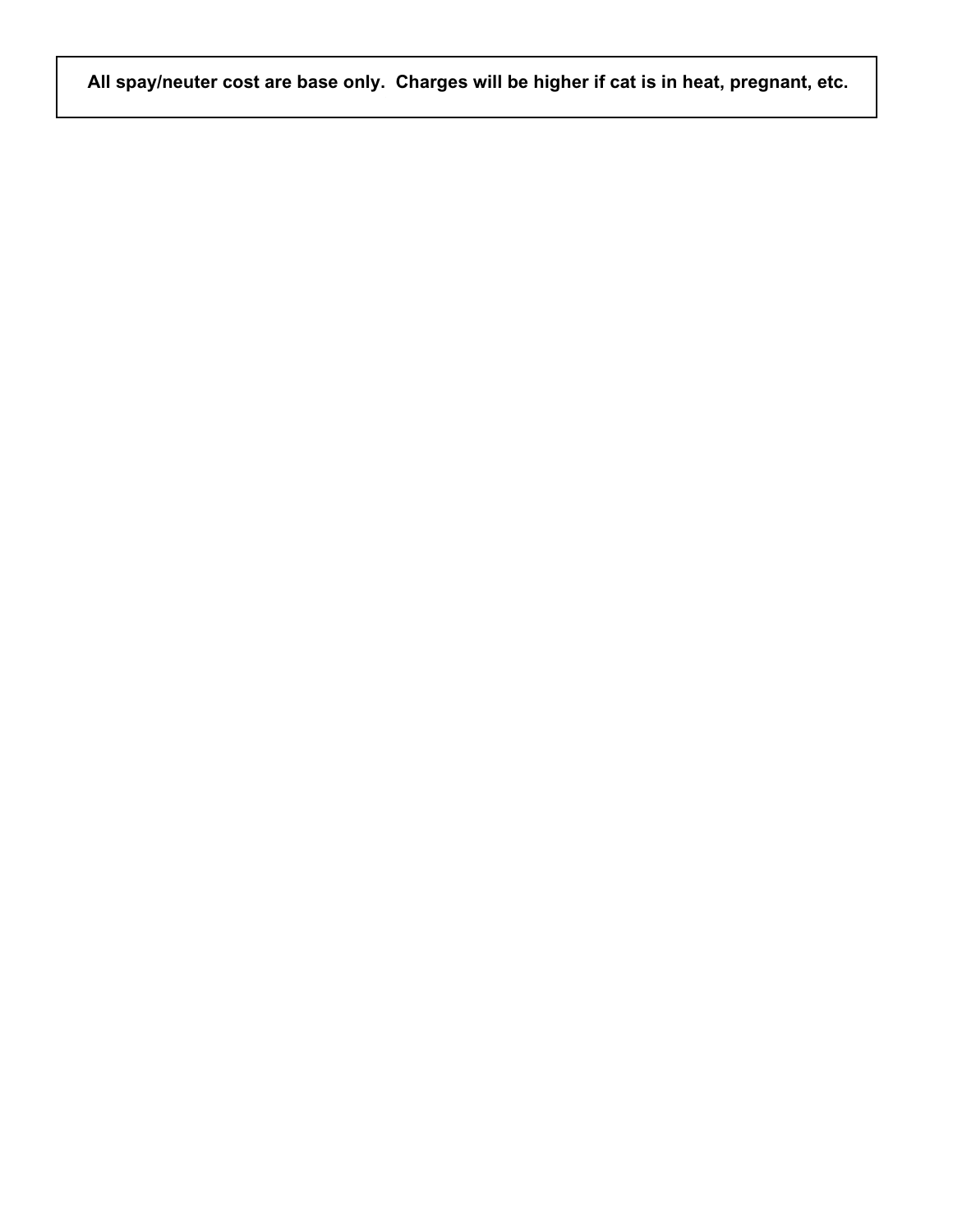**All spay/neuter cost are base only. Charges will be higher if cat is in heat, pregnant, etc.**